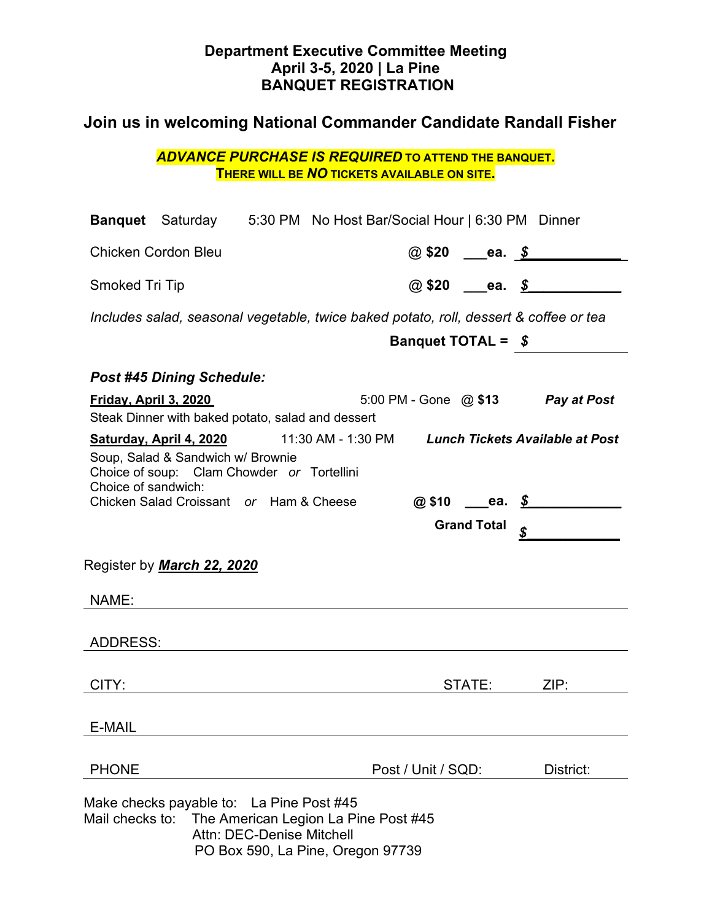**Department Executive Committee Meeting**
**April 3-5, 2020 | La Pine**
**BANQUET REGISTRATION**

## Join us in welcoming National Commander Candidate Randall Fisher

***ADVANCE PURCHASE IS REQUIRED*** **TO ATTEND THE BANQUET.**
**THERE WILL BE *NO* TICKETS AVAILABLE ON SITE.**

**Banquet** Saturday 5:30 PM No Host Bar/Social Hour | 6:30 PM Dinner

Chicken Cordon Bleu **@ $20** ___**ea.** ***$***____________

Smoked Tri Tip **@ $20** ___**ea.** ***$***____________

*Includes salad, seasonal vegetable, twice baked potato, roll, dessert & coffee or tea*

**Banquet TOTAL =** ***$***____________

***Post #45 Dining Schedule:***

**Friday, April 3, 2020** 5:00 PM - Gone @ **$13** ***Pay at Post***
Steak Dinner with baked potato, salad and dessert

**Saturday, April 4, 2020** 11:30 AM - 1:30 PM ***Lunch Tickets Available at Post***
Soup, Salad & Sandwich w/ Brownie
Choice of soup: Clam Chowder *or* Tortellini
Choice of sandwich:
Chicken Salad Croissant *or* Ham & Cheese **@ $10** ___**ea.** ***$***____________

**Grand Total** ***$***____________

Register by ***March 22, 2020***

NAME: ____________________________________________

ADDRESS: ____________________________________________

CITY: ______________________ STATE: ________ ZIP: ________

E-MAIL ____________________________________________

PHONE ______________________ Post / Unit / SQD: ________ District: ________

Make checks payable to: La Pine Post #45
Mail checks to: The American Legion La Pine Post #45
Attn: DEC-Denise Mitchell
PO Box 590, La Pine, Oregon 97739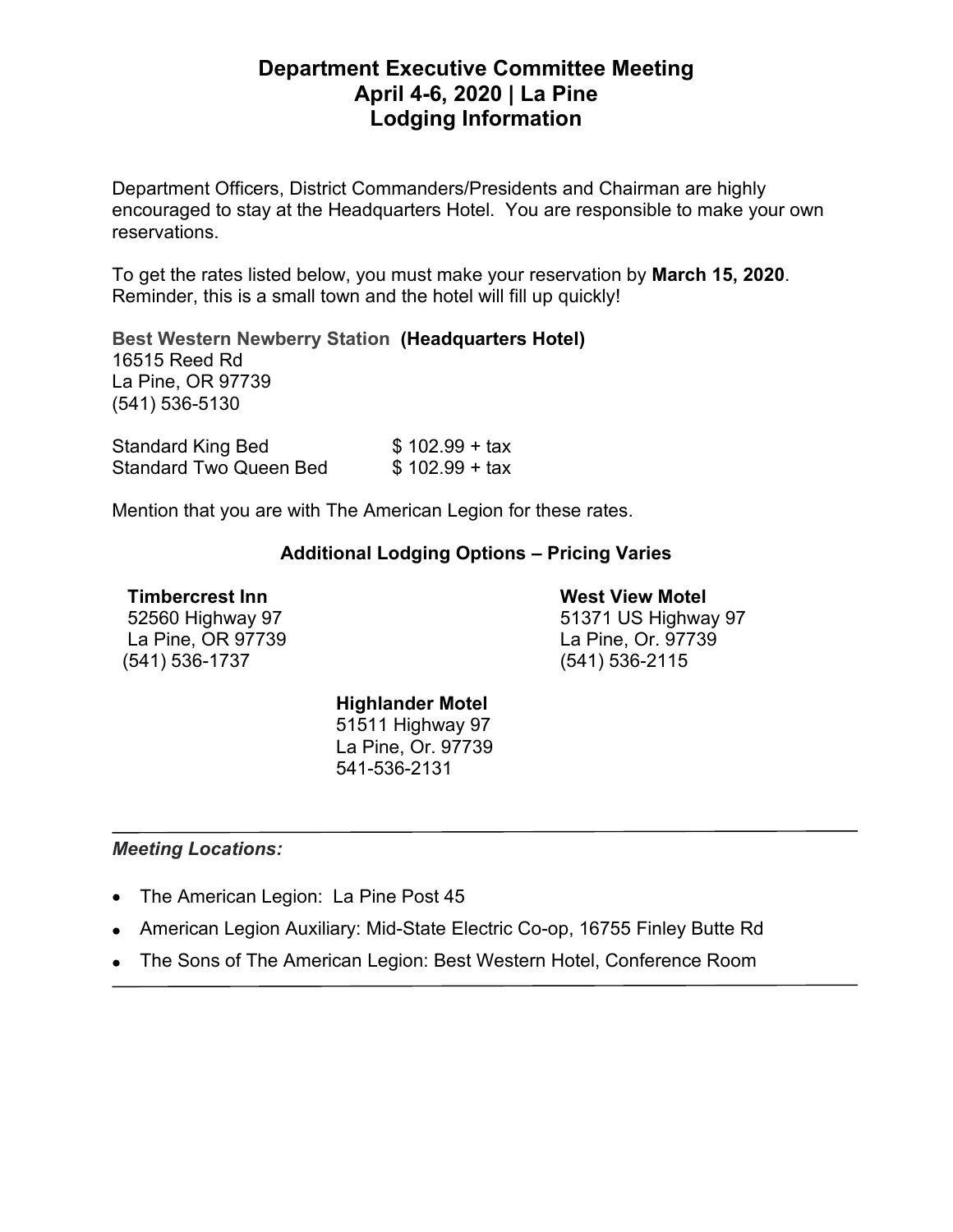# Department Executive Committee Meeting
## April 4-6, 2020 | La Pine
## Lodging Information

Department Officers, District Commanders/Presidents and Chairman are highly encouraged to stay at the Headquarters Hotel. You are responsible to make your own reservations.

To get the rates listed below, you must make your reservation by **March 15, 2020**. Reminder, this is a small town and the hotel will fill up quickly!

**Best Western Newberry Station (Headquarters Hotel)**
16515 Reed Rd
La Pine, OR 97739
(541) 536-5130

| | |
|---|---|
| Standard King Bed | $ 102.99 + tax |
| Standard Two Queen Bed | $ 102.99 + tax |

Mention that you are with The American Legion for these rates.

### Additional Lodging Options – Pricing Varies

**Timbercrest Inn**
52560 Highway 97
La Pine, OR 97739
(541) 536-1737

**West View Motel**
51371 US Highway 97
La Pine, Or. 97739
(541) 536-2115

**Highlander Motel**
51511 Highway 97
La Pine, Or. 97739
541-536-2131

---

*Meeting Locations:*

- The American Legion: La Pine Post 45
- American Legion Auxiliary: Mid-State Electric Co-op, 16755 Finley Butte Rd
- The Sons of The American Legion: Best Western Hotel, Conference Room